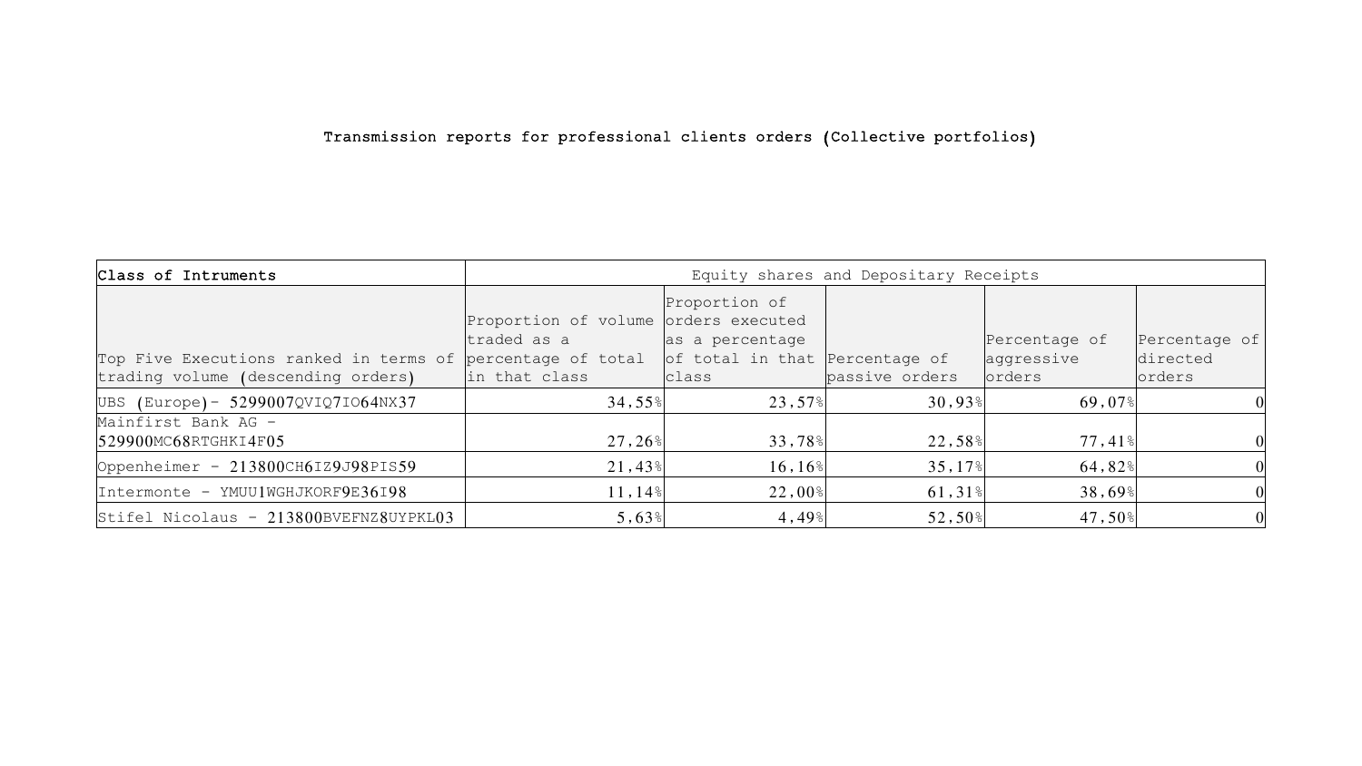# Transmission reports for professional clients orders (Collective portfolios)

| Class of Intruments | Equity shares and Depositary Receipts | | | | |
|---|---|---|---|---|---|
| Top Five Executions ranked in terms of trading volume (descending orders) | Proportion of volume traded as a percentage of total in that class | Proportion of orders executed as a percentage of total in that class | Percentage of passive orders | Percentage of aggressive orders | Percentage of directed orders |
| UBS (Europe)- 5299007QVIQ7IO64NX37 | 34,55% | 23,57% | 30,93% | 69,07% | 0 |
| Mainfirst Bank AG - 529900MC68RTGHKI4F05 | 27,26% | 33,78% | 22,58% | 77,41% | 0 |
| Oppenheimer - 213800CH6IZ9J98PIS59 | 21,43% | 16,16% | 35,17% | 64,82% | 0 |
| Intermonte - YMUU1WGHJKORF9E36I98 | 11,14% | 22,00% | 61,31% | 38,69% | 0 |
| Stifel Nicolaus - 213800BVEFNZ8UYPKL03 | 5,63% | 4,49% | 52,50% | 47,50% | 0 |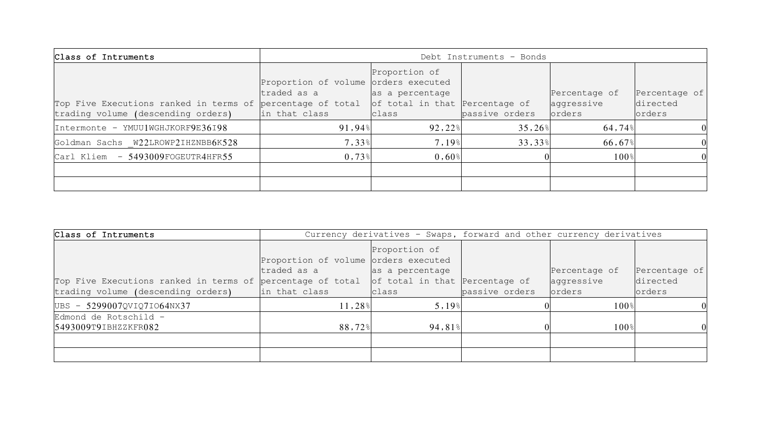| Class of Intruments | Debt Instruments - Bonds | | | | |
|---|---|---|---|---|---|
| Top Five Executions ranked in terms of trading volume (descending orders) | Proportion of volume traded as a percentage of total in that class | Proportion of orders executed as a percentage of total in that class | Percentage of passive orders | Percentage of aggressive orders | Percentage of directed orders |
| Intermonte - YMUU1WGHJKORF9E36I98 | 91,94% | 92,22% | 35,26% | 64,74% | 0 |
| Goldman Sachs _W22LROWP2IHZNBB6K528 | 7,33% | 7,19% | 33,33% | 66,67% | 0 |
| Carl Kliem - 5493009FOGEUTR4HFR55 | 0,73% | 0,60% | 0 | 100% | 0 |
| | | | | | |
| | | | | | |

| Class of Intruments | Currency derivatives - Swaps, forward and other currency derivatives | | | | |
|---|---|---|---|---|---|
| Top Five Executions ranked in terms of trading volume (descending orders) | Proportion of volume traded as a percentage of total in that class | Proportion of orders executed as a percentage of total in that class | Percentage of passive orders | Percentage of aggressive orders | Percentage of directed orders |
| UBS - 5299007QVIQ7IO64NX37 | 11,28% | 5,19% | 0 | 100% | 0 |
| Edmond de Rotschild - 5493009T9IBHZZKFR082 | 88,72% | 94,81% | 0 | 100% | 0 |
| | | | | | |
| | | | | | |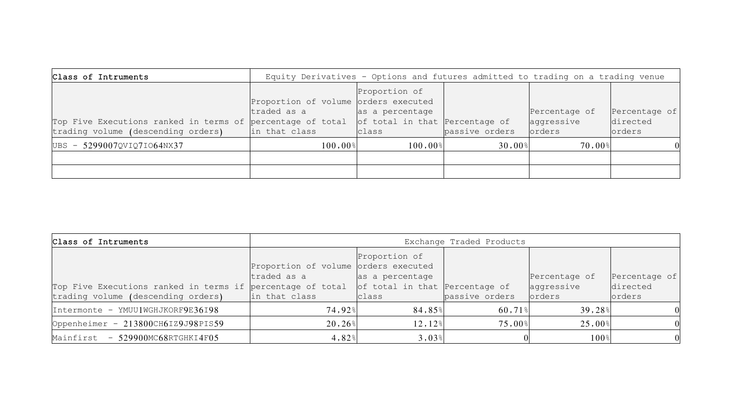| Class of Intruments | Equity Derivatives - Options and futures admitted to trading on a trading venue | | | | |
|---|---|---|---|---|---|
| Top Five Executions ranked in terms of trading volume (descending orders) | Proportion of volume traded as a percentage of total in that class | Proportion of orders executed as a percentage of total in that class | Percentage of passive orders | Percentage of aggressive orders | Percentage of directed orders |
| UBS - 5299007QVIQ7IO64NX37 | 100,00% | 100,00% | 30,00% | 70,00% | 0 |
| | | | | | |
| | | | | | |

| Class of Intruments | Exchange Traded Products | | | | |
|---|---|---|---|---|---|
| Top Five Executions ranked in terms if trading volume (descending orders) | Proportion of volume traded as a percentage of total in that class | Proportion of orders executed as a percentage of total in that class | Percentage of passive orders | Percentage of aggressive orders | Percentage of directed orders |
| Intermonte - YMUU1WGHJKORF9E36I98 | 74,92% | 84,85% | 60,71% | 39,28% | 0 |
| Oppenheimer - 213800CH6IZ9J98PIS59 | 20,26% | 12,12% | 75,00% | 25,00% | 0 |
| Mainfirst - 529900MC68RTGHKI4F05 | 4,82% | 3,03% | 0 | 100% | 0 |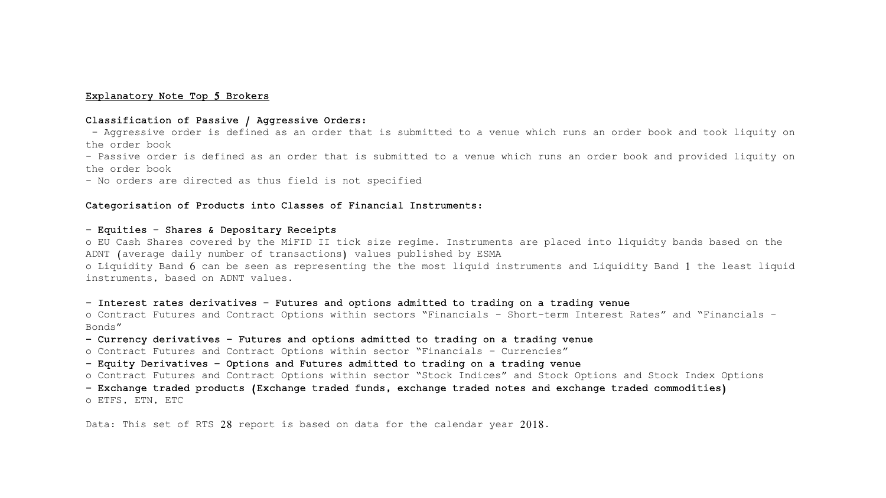## Explanatory Note Top 5 Brokers

**Classification of Passive / Aggressive Orders:**

- Aggressive order is defined as an order that is submitted to a venue which runs an order book and took liquity on the order book
- Passive order is defined as an order that is submitted to a venue which runs an order book and provided liquity on the order book
- No orders are directed as thus field is not specified

**Categorisation of Products into Classes of Financial Instruments:**

**- Equities – Shares & Depositary Receipts**

o EU Cash Shares covered by the MiFID II tick size regime. Instruments are placed into liquidty bands based on the ADNT (average daily number of transactions) values published by ESMA

o Liquidity Band 6 can be seen as representing the the most liquid instruments and Liquidity Band 1 the least liquid instruments, based on ADNT values.

**- Interest rates derivatives – Futures and options admitted to trading on a trading venue**

o Contract Futures and Contract Options within sectors “Financials - Short-term Interest Rates” and “Financials – Bonds”

**- Currency derivatives – Futures and options admitted to trading on a trading venue**

o Contract Futures and Contract Options within sector “Financials – Currencies”

**- Equity Derivatives – Options and Futures admitted to trading on a trading venue**

o Contract Futures and Contract Options within sector “Stock Indices” and Stock Options and Stock Index Options

**- Exchange traded products (Exchange traded funds, exchange traded notes and exchange traded commodities)**

o ETFS, ETN, ETC

Data: This set of RTS 28 report is based on data for the calendar year 2018.